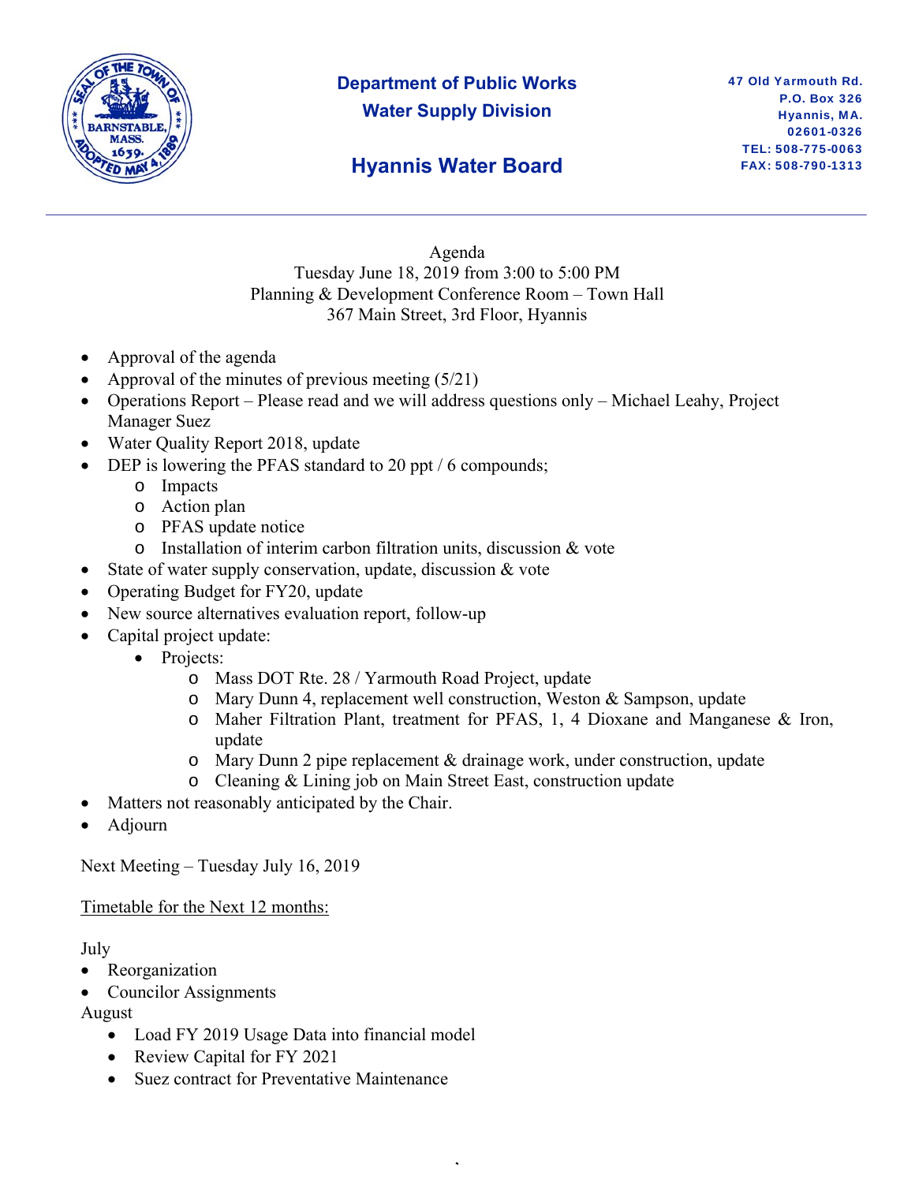**Department of Public Works**
**Water Supply Division**

## Hyannis Water Board

47 Old Yarmouth Rd.
P.O. Box 326
Hyannis, MA.
02601-0326
TEL: 508-775-0063
FAX: 508-790-1313

---

Agenda
Tuesday June 18, 2019 from 3:00 to 5:00 PM
Planning & Development Conference Room – Town Hall
367 Main Street, 3rd Floor, Hyannis

- Approval of the agenda
- Approval of the minutes of previous meeting (5/21)
- Operations Report – Please read and we will address questions only – Michael Leahy, Project Manager Suez
- Water Quality Report 2018, update
- DEP is lowering the PFAS standard to 20 ppt / 6 compounds;
  - Impacts
  - Action plan
  - PFAS update notice
  - Installation of interim carbon filtration units, discussion & vote
- State of water supply conservation, update, discussion & vote
- Operating Budget for FY20, update
- New source alternatives evaluation report, follow-up
- Capital project update:
  - Projects:
    - Mass DOT Rte. 28 / Yarmouth Road Project, update
    - Mary Dunn 4, replacement well construction, Weston & Sampson, update
    - Maher Filtration Plant, treatment for PFAS, 1, 4 Dioxane and Manganese & Iron, update
    - Mary Dunn 2 pipe replacement & drainage work, under construction, update
    - Cleaning & Lining job on Main Street East, construction update
- Matters not reasonably anticipated by the Chair.
- Adjourn

Next Meeting – Tuesday July 16, 2019

<u>Timetable for the Next 12 months:</u>

July
- Reorganization
- Councilor Assignments

August
- Load FY 2019 Usage Data into financial model
- Review Capital for FY 2021
- Suez contract for Preventative Maintenance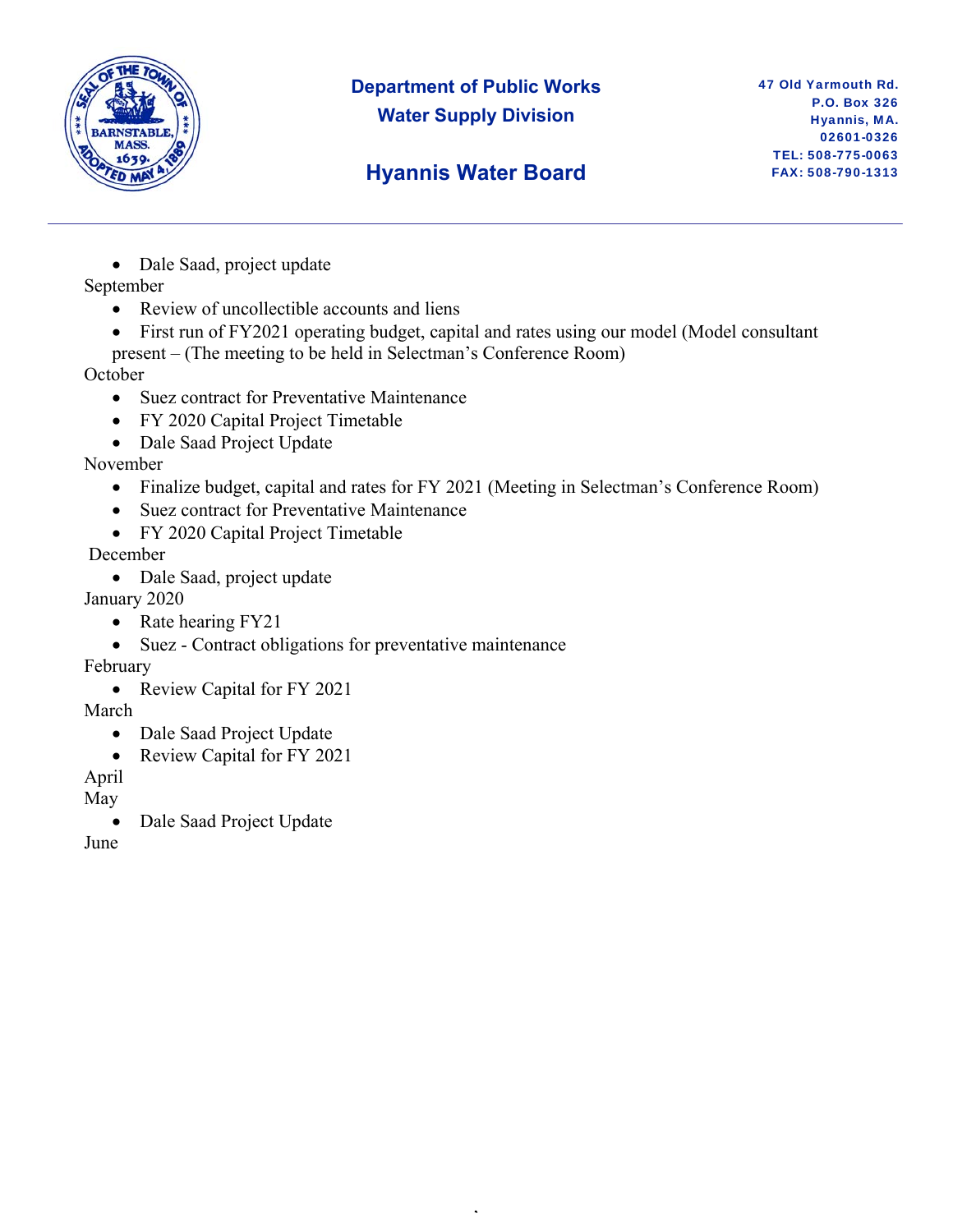- Dale Saad, project update

September

- Review of uncollectible accounts and liens
- First run of FY2021 operating budget, capital and rates using our model (Model consultant present – (The meeting to be held in Selectman's Conference Room)

October

- Suez contract for Preventative Maintenance
- FY 2020 Capital Project Timetable
- Dale Saad Project Update

November

- Finalize budget, capital and rates for FY 2021 (Meeting in Selectman's Conference Room)
- Suez contract for Preventative Maintenance
- FY 2020 Capital Project Timetable

December

- Dale Saad, project update

January 2020

- Rate hearing FY21
- Suez - Contract obligations for preventative maintenance

February

- Review Capital for FY 2021

March

- Dale Saad Project Update
- Review Capital for FY 2021

April

May

- Dale Saad Project Update

June